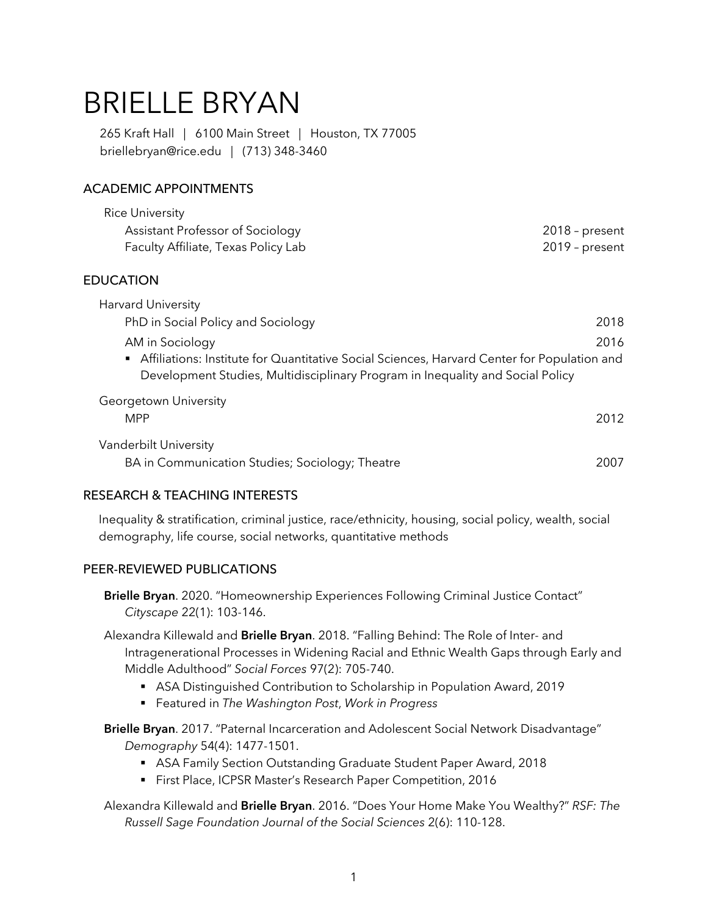# BRIELLE BRYAN

265 Kraft Hall | 6100 Main Street | Houston, TX 77005
briellebryan@rice.edu | (713) 348-3460

## ACADEMIC APPOINTMENTS

Rice University
- Assistant Professor of Sociology — 2018 – present
- Faculty Affiliate, Texas Policy Lab — 2019 – present

## EDUCATION

Harvard University
- PhD in Social Policy and Sociology — 2018
- AM in Sociology — 2016
  - Affiliations: Institute for Quantitative Social Sciences, Harvard Center for Population and Development Studies, Multidisciplinary Program in Inequality and Social Policy

Georgetown University
- MPP — 2012

Vanderbilt University
- BA in Communication Studies; Sociology; Theatre — 2007

## RESEARCH & TEACHING INTERESTS

Inequality & stratification, criminal justice, race/ethnicity, housing, social policy, wealth, social demography, life course, social networks, quantitative methods

## PEER-REVIEWED PUBLICATIONS

**Brielle Bryan**. 2020. "Homeownership Experiences Following Criminal Justice Contact" *Cityscape* 22(1): 103-146.

Alexandra Killewald and **Brielle Bryan**. 2018. "Falling Behind: The Role of Inter- and Intragenerational Processes in Widening Racial and Ethnic Wealth Gaps through Early and Middle Adulthood" *Social Forces* 97(2): 705-740.
- ASA Distinguished Contribution to Scholarship in Population Award, 2019
- Featured in *The Washington Post*, *Work in Progress*

**Brielle Bryan**. 2017. "Paternal Incarceration and Adolescent Social Network Disadvantage" *Demography* 54(4): 1477-1501.
- ASA Family Section Outstanding Graduate Student Paper Award, 2018
- First Place, ICPSR Master's Research Paper Competition, 2016

Alexandra Killewald and **Brielle Bryan**. 2016. "Does Your Home Make You Wealthy?" *RSF: The Russell Sage Foundation Journal of the Social Sciences* 2(6): 110-128.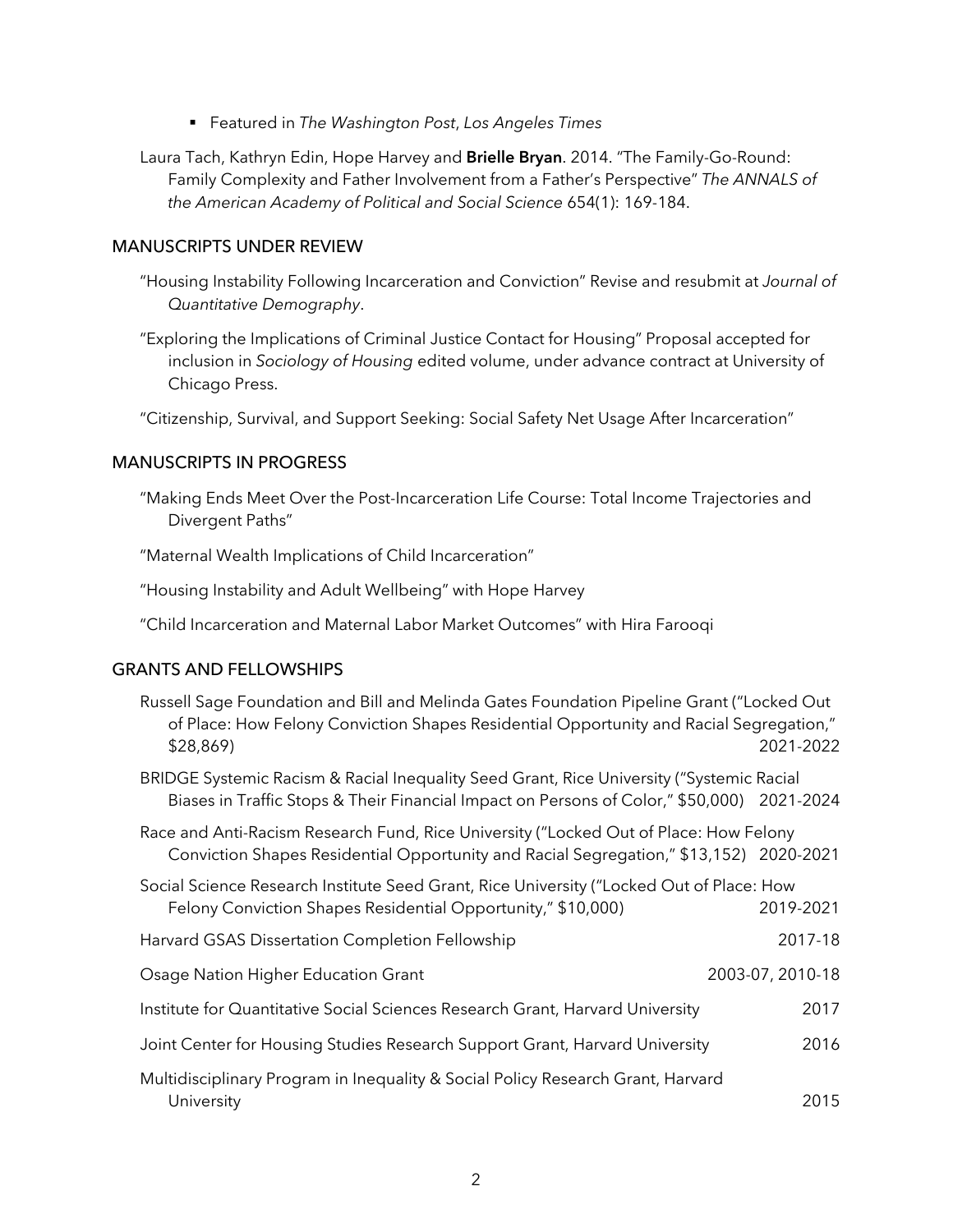- Featured in *The Washington Post*, *Los Angeles Times*

Laura Tach, Kathryn Edin, Hope Harvey and **Brielle Bryan**. 2014. "The Family-Go-Round: Family Complexity and Father Involvement from a Father's Perspective" *The ANNALS of the American Academy of Political and Social Science* 654(1): 169-184.

## MANUSCRIPTS UNDER REVIEW

"Housing Instability Following Incarceration and Conviction" Revise and resubmit at *Journal of Quantitative Demography*.

"Exploring the Implications of Criminal Justice Contact for Housing" Proposal accepted for inclusion in *Sociology of Housing* edited volume, under advance contract at University of Chicago Press.

"Citizenship, Survival, and Support Seeking: Social Safety Net Usage After Incarceration"

## MANUSCRIPTS IN PROGRESS

"Making Ends Meet Over the Post-Incarceration Life Course: Total Income Trajectories and Divergent Paths"

"Maternal Wealth Implications of Child Incarceration"

"Housing Instability and Adult Wellbeing" with Hope Harvey

"Child Incarceration and Maternal Labor Market Outcomes" with Hira Farooqi

## GRANTS AND FELLOWSHIPS

Russell Sage Foundation and Bill and Melinda Gates Foundation Pipeline Grant ("Locked Out of Place: How Felony Conviction Shapes Residential Opportunity and Racial Segregation," $28,869) 2021-2022

BRIDGE Systemic Racism & Racial Inequality Seed Grant, Rice University ("Systemic Racial Biases in Traffic Stops & Their Financial Impact on Persons of Color," $50,000) 2021-2024

Race and Anti-Racism Research Fund, Rice University ("Locked Out of Place: How Felony Conviction Shapes Residential Opportunity and Racial Segregation," $13,152) 2020-2021

Social Science Research Institute Seed Grant, Rice University ("Locked Out of Place: How Felony Conviction Shapes Residential Opportunity," $10,000) 2019-2021

Harvard GSAS Dissertation Completion Fellowship 2017-18

Osage Nation Higher Education Grant 2003-07, 2010-18

Institute for Quantitative Social Sciences Research Grant, Harvard University 2017

Joint Center for Housing Studies Research Support Grant, Harvard University 2016

Multidisciplinary Program in Inequality & Social Policy Research Grant, Harvard University 2015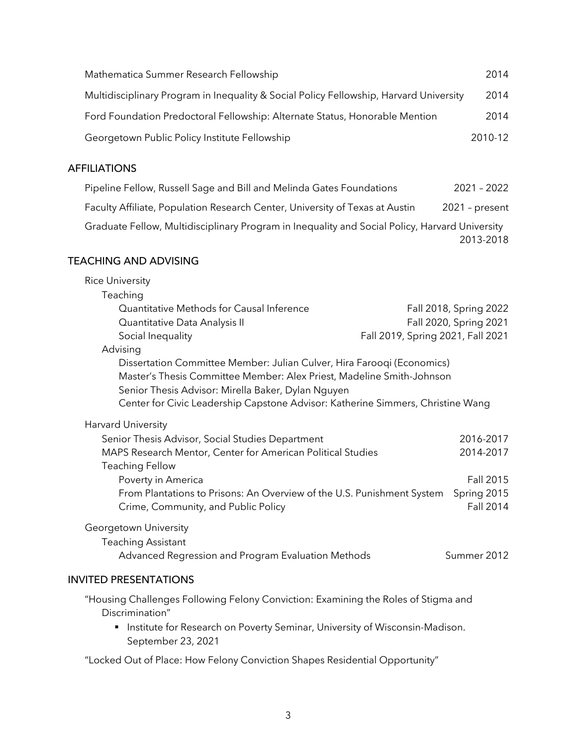Mathematica Summer Research Fellowship — 2014

Multidisciplinary Program in Inequality & Social Policy Fellowship, Harvard University — 2014

Ford Foundation Predoctoral Fellowship: Alternate Status, Honorable Mention — 2014

Georgetown Public Policy Institute Fellowship — 2010-12

## AFFILIATIONS

Pipeline Fellow, Russell Sage and Bill and Melinda Gates Foundations — 2021 – 2022

Faculty Affiliate, Population Research Center, University of Texas at Austin — 2021 – present

Graduate Fellow, Multidisciplinary Program in Inequality and Social Policy, Harvard University — 2013-2018

## TEACHING AND ADVISING

Rice University

- Teaching
  - Quantitative Methods for Causal Inference — Fall 2018, Spring 2022
  - Quantitative Data Analysis II — Fall 2020, Spring 2021
  - Social Inequality — Fall 2019, Spring 2021, Fall 2021
- Advising
  - Dissertation Committee Member: Julian Culver, Hira Farooqi (Economics)
  - Master's Thesis Committee Member: Alex Priest, Madeline Smith-Johnson
  - Senior Thesis Advisor: Mirella Baker, Dylan Nguyen
  - Center for Civic Leadership Capstone Advisor: Katherine Simmers, Christine Wang

Harvard University

- Senior Thesis Advisor, Social Studies Department — 2016-2017
- MAPS Research Mentor, Center for American Political Studies — 2014-2017
- Teaching Fellow
  - Poverty in America — Fall 2015
  - From Plantations to Prisons: An Overview of the U.S. Punishment System — Spring 2015
  - Crime, Community, and Public Policy — Fall 2014

Georgetown University

- Teaching Assistant
  - Advanced Regression and Program Evaluation Methods — Summer 2012

## INVITED PRESENTATIONS

"Housing Challenges Following Felony Conviction: Examining the Roles of Stigma and Discrimination"

- Institute for Research on Poverty Seminar, University of Wisconsin-Madison. September 23, 2021

"Locked Out of Place: How Felony Conviction Shapes Residential Opportunity"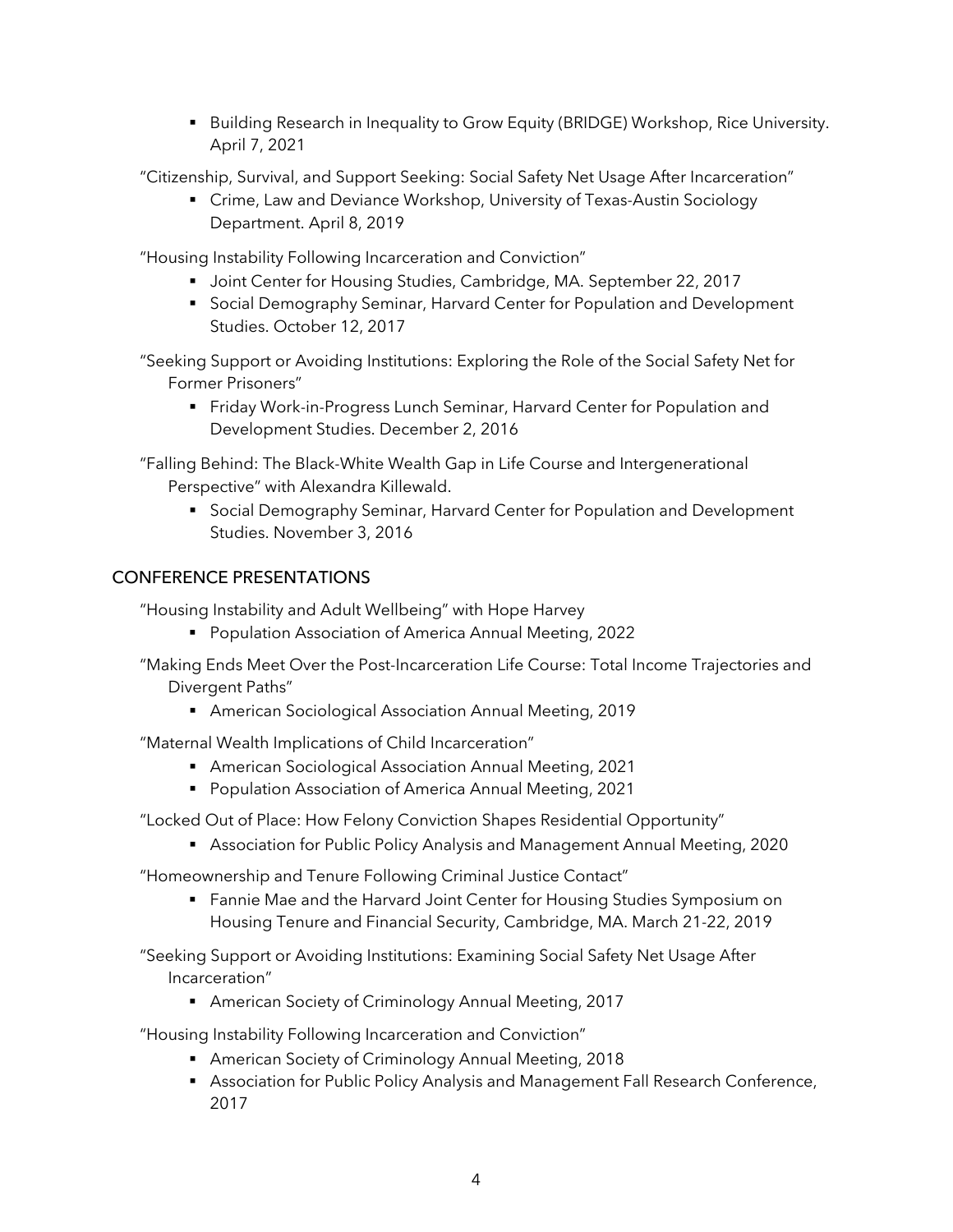- Building Research in Inequality to Grow Equity (BRIDGE) Workshop, Rice University. April 7, 2021

"Citizenship, Survival, and Support Seeking: Social Safety Net Usage After Incarceration"

- Crime, Law and Deviance Workshop, University of Texas-Austin Sociology Department. April 8, 2019

"Housing Instability Following Incarceration and Conviction"

- Joint Center for Housing Studies, Cambridge, MA. September 22, 2017
- Social Demography Seminar, Harvard Center for Population and Development Studies. October 12, 2017

"Seeking Support or Avoiding Institutions: Exploring the Role of the Social Safety Net for Former Prisoners"

- Friday Work-in-Progress Lunch Seminar, Harvard Center for Population and Development Studies. December 2, 2016

"Falling Behind: The Black-White Wealth Gap in Life Course and Intergenerational Perspective" with Alexandra Killewald.

- Social Demography Seminar, Harvard Center for Population and Development Studies. November 3, 2016

## CONFERENCE PRESENTATIONS

"Housing Instability and Adult Wellbeing" with Hope Harvey

- Population Association of America Annual Meeting, 2022

"Making Ends Meet Over the Post-Incarceration Life Course: Total Income Trajectories and Divergent Paths"

- American Sociological Association Annual Meeting, 2019

"Maternal Wealth Implications of Child Incarceration"

- American Sociological Association Annual Meeting, 2021
- Population Association of America Annual Meeting, 2021

"Locked Out of Place: How Felony Conviction Shapes Residential Opportunity"

- Association for Public Policy Analysis and Management Annual Meeting, 2020

"Homeownership and Tenure Following Criminal Justice Contact"

- Fannie Mae and the Harvard Joint Center for Housing Studies Symposium on Housing Tenure and Financial Security, Cambridge, MA. March 21-22, 2019

"Seeking Support or Avoiding Institutions: Examining Social Safety Net Usage After Incarceration"

- American Society of Criminology Annual Meeting, 2017

"Housing Instability Following Incarceration and Conviction"

- American Society of Criminology Annual Meeting, 2018
- Association for Public Policy Analysis and Management Fall Research Conference, 2017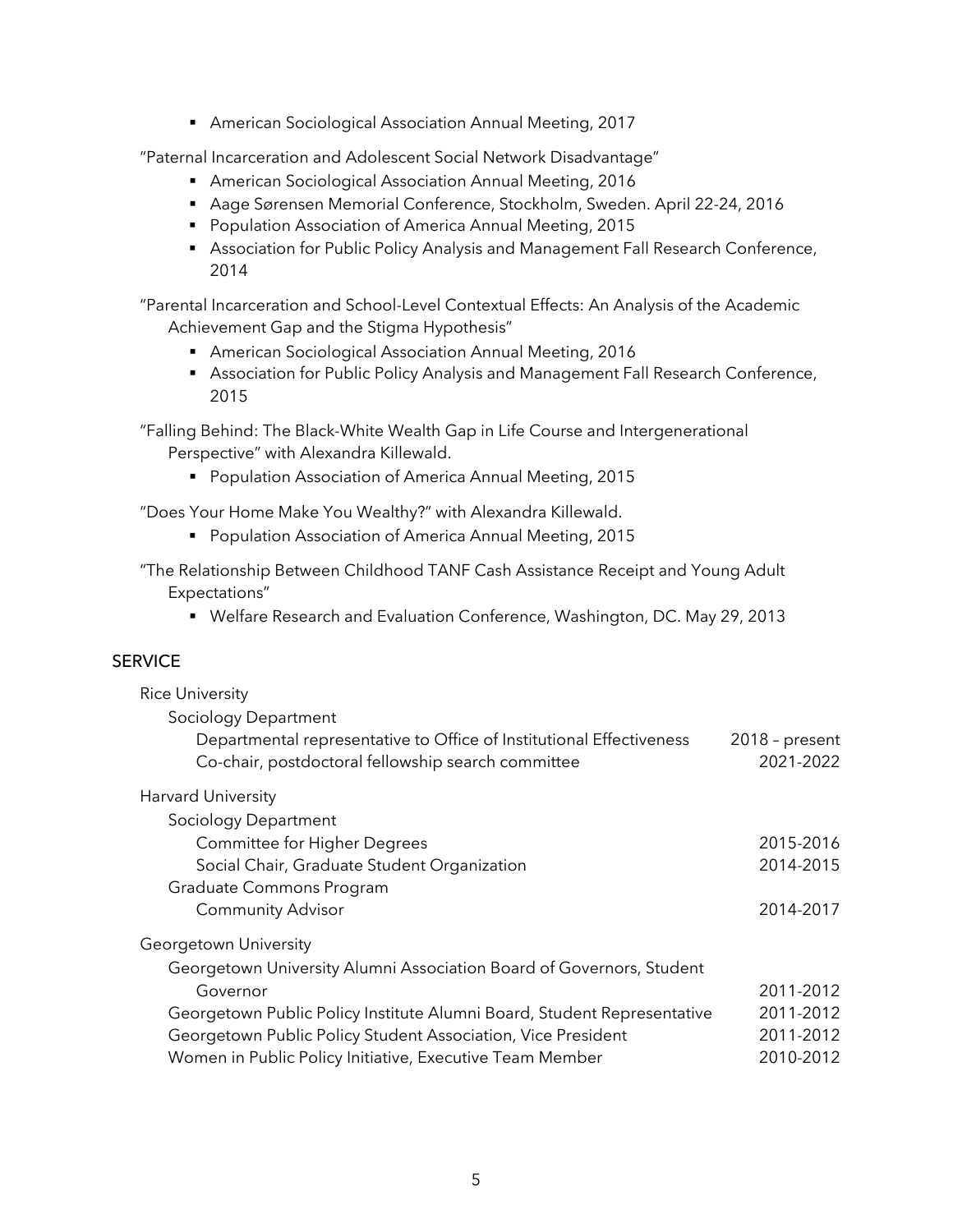- American Sociological Association Annual Meeting, 2017

"Paternal Incarceration and Adolescent Social Network Disadvantage"

- American Sociological Association Annual Meeting, 2016
- Aage Sørensen Memorial Conference, Stockholm, Sweden. April 22-24, 2016
- Population Association of America Annual Meeting, 2015
- Association for Public Policy Analysis and Management Fall Research Conference, 2014

"Parental Incarceration and School-Level Contextual Effects: An Analysis of the Academic Achievement Gap and the Stigma Hypothesis"

- American Sociological Association Annual Meeting, 2016
- Association for Public Policy Analysis and Management Fall Research Conference, 2015

"Falling Behind: The Black-White Wealth Gap in Life Course and Intergenerational Perspective" with Alexandra Killewald.

- Population Association of America Annual Meeting, 2015

"Does Your Home Make You Wealthy?" with Alexandra Killewald.

- Population Association of America Annual Meeting, 2015

"The Relationship Between Childhood TANF Cash Assistance Receipt and Young Adult Expectations"

- Welfare Research and Evaluation Conference, Washington, DC. May 29, 2013

## SERVICE

Rice University

Sociology Department

| | |
|---|---|
| Departmental representative to Office of Institutional Effectiveness | 2018 – present |
| Co-chair, postdoctoral fellowship search committee | 2021-2022 |

Harvard University

Sociology Department

| | |
|---|---|
| Committee for Higher Degrees | 2015-2016 |
| Social Chair, Graduate Student Organization | 2014-2015 |

Graduate Commons Program

| | |
|---|---|
| Community Advisor | 2014-2017 |

Georgetown University

| | |
|---|---|
| Georgetown University Alumni Association Board of Governors, Student Governor | 2011-2012 |
| Georgetown Public Policy Institute Alumni Board, Student Representative | 2011-2012 |
| Georgetown Public Policy Student Association, Vice President | 2011-2012 |
| Women in Public Policy Initiative, Executive Team Member | 2010-2012 |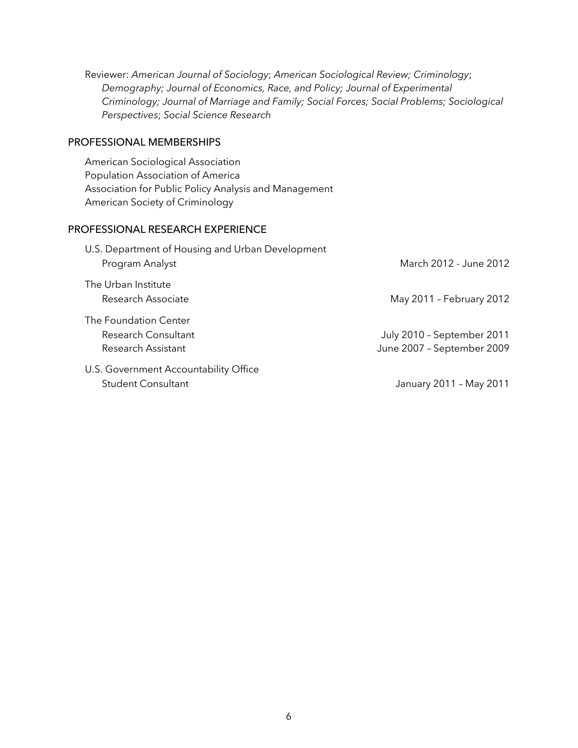Reviewer: *American Journal of Sociology*; *American Sociological Review; Criminology*; *Demography; Journal of Economics, Race, and Policy; Journal of Experimental Criminology; Journal of Marriage and Family; Social Forces; Social Problems; Sociological Perspectives*; *Social Science Research*

## PROFESSIONAL MEMBERSHIPS

American Sociological Association
Population Association of America
Association for Public Policy Analysis and Management
American Society of Criminology

## PROFESSIONAL RESEARCH EXPERIENCE

U.S. Department of Housing and Urban Development
Program Analyst — March 2012 - June 2012

The Urban Institute
Research Associate — May 2011 – February 2012

The Foundation Center
Research Consultant — July 2010 – September 2011
Research Assistant — June 2007 – September 2009

U.S. Government Accountability Office
Student Consultant — January 2011 – May 2011